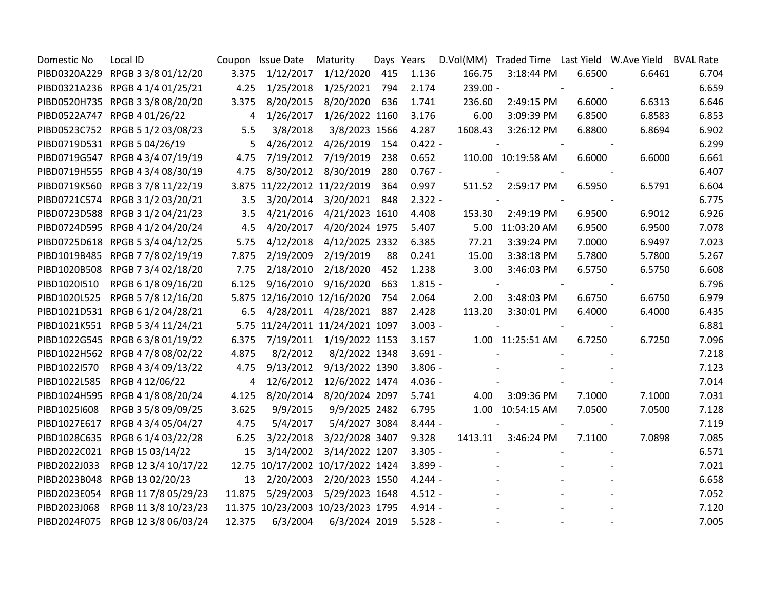| Domestic No | Local ID | Coupon | Issue Date | Maturity | Days | Years | D.Vol(MM) | Traded Time | Last Yield | W.Ave Yield | BVAL Rate |
|---|---|---|---|---|---|---|---|---|---|---|---|
| PIBD0320A229 | RPGB 3 3/8 01/12/20 | 3.375 | 1/12/2017 | 1/12/2020 | 415 | 1.136 | 166.75 | 3:18:44 PM | 6.6500 | 6.6461 | 6.704 |
| PIBD0321A236 | RPGB 4 1/4 01/25/21 | 4.25 | 1/25/2018 | 1/25/2021 | 794 | 2.174 | 239.00 | - | - | - | 6.659 |
| PIBD0520H735 | RPGB 3 3/8 08/20/20 | 3.375 | 8/20/2015 | 8/20/2020 | 636 | 1.741 | 236.60 | 2:49:15 PM | 6.6000 | 6.6313 | 6.646 |
| PIBD0522A747 | RPGB 4 01/26/22 | 4 | 1/26/2017 | 1/26/2022 | 1160 | 3.176 | 6.00 | 3:09:39 PM | 6.8500 | 6.8583 | 6.853 |
| PIBD0523C752 | RPGB 5 1/2 03/08/23 | 5.5 | 3/8/2018 | 3/8/2023 | 1566 | 4.287 | 1608.43 | 3:26:12 PM | 6.8800 | 6.8694 | 6.902 |
| PIBD0719D531 | RPGB 5 04/26/19 | 5 | 4/26/2012 | 4/26/2019 | 154 | 0.422 | - | - | - | - | 6.299 |
| PIBD0719G547 | RPGB 4 3/4 07/19/19 | 4.75 | 7/19/2012 | 7/19/2019 | 238 | 0.652 | 110.00 | 10:19:58 AM | 6.6000 | 6.6000 | 6.661 |
| PIBD0719H555 | RPGB 4 3/4 08/30/19 | 4.75 | 8/30/2012 | 8/30/2019 | 280 | 0.767 | - | - | - | - | 6.407 |
| PIBD0719K560 | RPGB 3 7/8 11/22/19 | 3.875 | 11/22/2012 | 11/22/2019 | 364 | 0.997 | 511.52 | 2:59:17 PM | 6.5950 | 6.5791 | 6.604 |
| PIBD0721C574 | RPGB 3 1/2 03/20/21 | 3.5 | 3/20/2014 | 3/20/2021 | 848 | 2.322 | - | - | - | - | 6.775 |
| PIBD0723D588 | RPGB 3 1/2 04/21/23 | 3.5 | 4/21/2016 | 4/21/2023 | 1610 | 4.408 | 153.30 | 2:49:19 PM | 6.9500 | 6.9012 | 6.926 |
| PIBD0724D595 | RPGB 4 1/2 04/20/24 | 4.5 | 4/20/2017 | 4/20/2024 | 1975 | 5.407 | 5.00 | 11:03:20 AM | 6.9500 | 6.9500 | 7.078 |
| PIBD0725D618 | RPGB 5 3/4 04/12/25 | 5.75 | 4/12/2018 | 4/12/2025 | 2332 | 6.385 | 77.21 | 3:39:24 PM | 7.0000 | 6.9497 | 7.023 |
| PIBD1019B485 | RPGB 7 7/8 02/19/19 | 7.875 | 2/19/2009 | 2/19/2019 | 88 | 0.241 | 15.00 | 3:38:18 PM | 5.7800 | 5.7800 | 5.267 |
| PIBD1020B508 | RPGB 7 3/4 02/18/20 | 7.75 | 2/18/2010 | 2/18/2020 | 452 | 1.238 | 3.00 | 3:46:03 PM | 6.5750 | 6.5750 | 6.608 |
| PIBD1020I510 | RPGB 6 1/8 09/16/20 | 6.125 | 9/16/2010 | 9/16/2020 | 663 | 1.815 | - | - | - | - | 6.796 |
| PIBD1020L525 | RPGB 5 7/8 12/16/20 | 5.875 | 12/16/2010 | 12/16/2020 | 754 | 2.064 | 2.00 | 3:48:03 PM | 6.6750 | 6.6750 | 6.979 |
| PIBD1021D531 | RPGB 6 1/2 04/28/21 | 6.5 | 4/28/2011 | 4/28/2021 | 887 | 2.428 | 113.20 | 3:30:01 PM | 6.4000 | 6.4000 | 6.435 |
| PIBD1021K551 | RPGB 5 3/4 11/24/21 | 5.75 | 11/24/2011 | 11/24/2021 | 1097 | 3.003 | - | - | - | - | 6.881 |
| PIBD1022G545 | RPGB 6 3/8 01/19/22 | 6.375 | 7/19/2011 | 1/19/2022 | 1153 | 3.157 | 1.00 | 11:25:51 AM | 6.7250 | 6.7250 | 7.096 |
| PIBD1022H562 | RPGB 4 7/8 08/02/22 | 4.875 | 8/2/2012 | 8/2/2022 | 1348 | 3.691 | - | - | - | - | 7.218 |
| PIBD1022I570 | RPGB 4 3/4 09/13/22 | 4.75 | 9/13/2012 | 9/13/2022 | 1390 | 3.806 | - | - | - | - | 7.123 |
| PIBD1022L585 | RPGB 4 12/06/22 | 4 | 12/6/2012 | 12/6/2022 | 1474 | 4.036 | - | - | - | - | 7.014 |
| PIBD1024H595 | RPGB 4 1/8 08/20/24 | 4.125 | 8/20/2014 | 8/20/2024 | 2097 | 5.741 | 4.00 | 3:09:36 PM | 7.1000 | 7.1000 | 7.031 |
| PIBD1025I608 | RPGB 3 5/8 09/09/25 | 3.625 | 9/9/2015 | 9/9/2025 | 2482 | 6.795 | 1.00 | 10:54:15 AM | 7.0500 | 7.0500 | 7.128 |
| PIBD1027E617 | RPGB 4 3/4 05/04/27 | 4.75 | 5/4/2017 | 5/4/2027 | 3084 | 8.444 | - | - | - | - | 7.119 |
| PIBD1028C635 | RPGB 6 1/4 03/22/28 | 6.25 | 3/22/2018 | 3/22/2028 | 3407 | 9.328 | 1413.11 | 3:46:24 PM | 7.1100 | 7.0898 | 7.085 |
| PIBD2022C021 | RPGB 15 03/14/22 | 15 | 3/14/2002 | 3/14/2022 | 1207 | 3.305 | - | - | - | - | 6.571 |
| PIBD2022J033 | RPGB 12 3/4 10/17/22 | 12.75 | 10/17/2002 | 10/17/2022 | 1424 | 3.899 | - | - | - | - | 7.021 |
| PIBD2023B048 | RPGB 13 02/20/23 | 13 | 2/20/2003 | 2/20/2023 | 1550 | 4.244 | - | - | - | - | 6.658 |
| PIBD2023E054 | RPGB 11 7/8 05/29/23 | 11.875 | 5/29/2003 | 5/29/2023 | 1648 | 4.512 | - | - | - | - | 7.052 |
| PIBD2023J068 | RPGB 11 3/8 10/23/23 | 11.375 | 10/23/2003 | 10/23/2023 | 1795 | 4.914 | - | - | - | - | 7.120 |
| PIBD2024F075 | RPGB 12 3/8 06/03/24 | 12.375 | 6/3/2004 | 6/3/2024 | 2019 | 5.528 | - | - | - | - | 7.005 |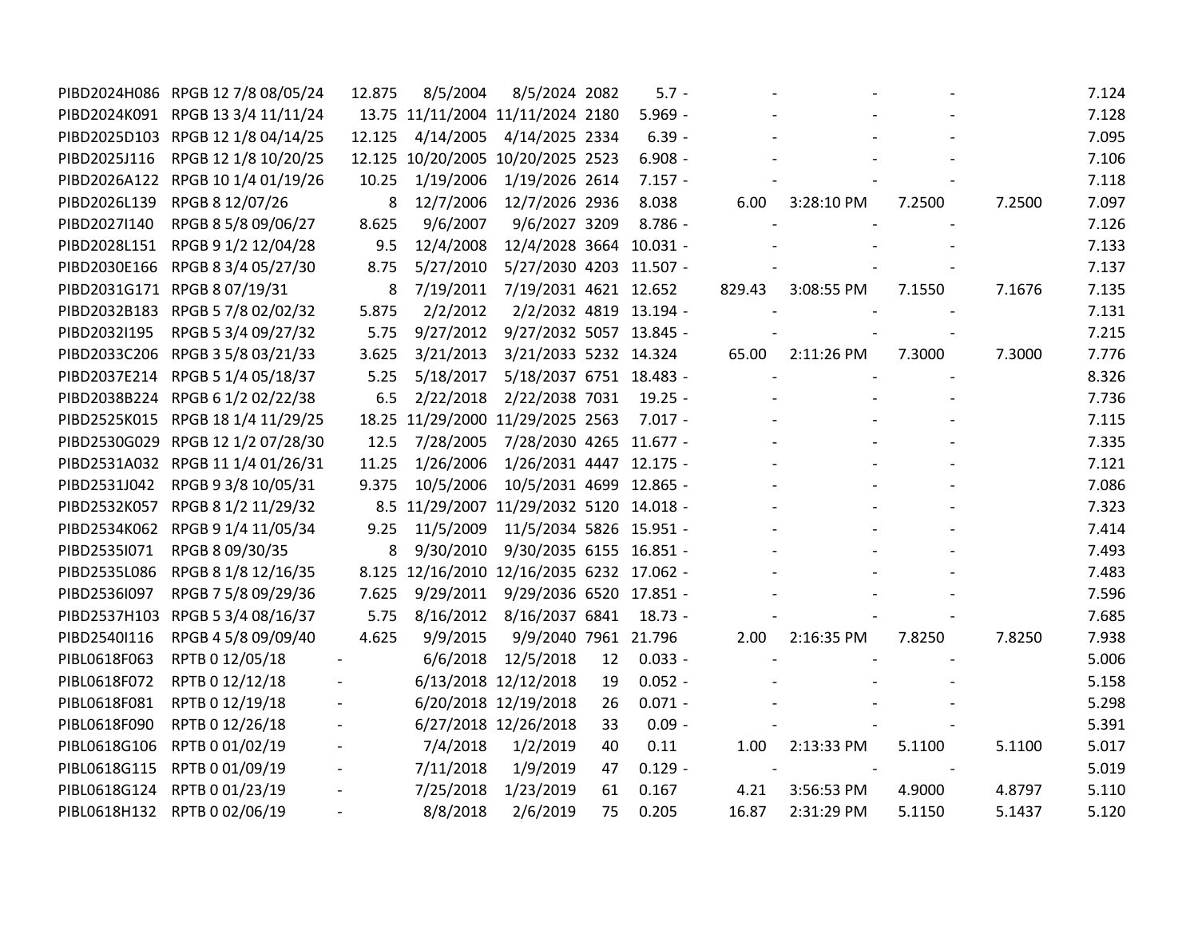| | | | | | | | | | | | | |
|---|---|---|---|---|---|---|---|---|---|---|---|---|
| PIBD2024H086 | RPGB 12 7/8 08/05/24 | 12.875 | 8/5/2004 | 8/5/2024 | 2082 | 5.7 | - | - | - | - | | 7.124 |
| PIBD2024K091 | RPGB 13 3/4 11/11/24 | 13.75 | 11/11/2004 | 11/11/2024 | 2180 | 5.969 | - | - | - | - | | 7.128 |
| PIBD2025D103 | RPGB 12 1/8 04/14/25 | 12.125 | 4/14/2005 | 4/14/2025 | 2334 | 6.39 | - | - | - | - | | 7.095 |
| PIBD2025J116 | RPGB 12 1/8 10/20/25 | 12.125 | 10/20/2005 | 10/20/2025 | 2523 | 6.908 | - | - | - | - | | 7.106 |
| PIBD2026A122 | RPGB 10 1/4 01/19/26 | 10.25 | 1/19/2006 | 1/19/2026 | 2614 | 7.157 | - | - | - | - | | 7.118 |
| PIBD2026L139 | RPGB 8 12/07/26 | 8 | 12/7/2006 | 12/7/2026 | 2936 | 8.038 | | 6.00 | 3:28:10 PM | 7.2500 | 7.2500 | 7.097 |
| PIBD2027I140 | RPGB 8 5/8 09/06/27 | 8.625 | 9/6/2007 | 9/6/2027 | 3209 | 8.786 | - | - | - | - | | 7.126 |
| PIBD2028L151 | RPGB 9 1/2 12/04/28 | 9.5 | 12/4/2008 | 12/4/2028 | 3664 | 10.031 | - | - | - | - | | 7.133 |
| PIBD2030E166 | RPGB 8 3/4 05/27/30 | 8.75 | 5/27/2010 | 5/27/2030 | 4203 | 11.507 | - | - | - | - | | 7.137 |
| PIBD2031G171 | RPGB 8 07/19/31 | 8 | 7/19/2011 | 7/19/2031 | 4621 | 12.652 | | 829.43 | 3:08:55 PM | 7.1550 | 7.1676 | 7.135 |
| PIBD2032B183 | RPGB 5 7/8 02/02/32 | 5.875 | 2/2/2012 | 2/2/2032 | 4819 | 13.194 | - | - | - | - | | 7.131 |
| PIBD2032I195 | RPGB 5 3/4 09/27/32 | 5.75 | 9/27/2012 | 9/27/2032 | 5057 | 13.845 | - | - | - | - | | 7.215 |
| PIBD2033C206 | RPGB 3 5/8 03/21/33 | 3.625 | 3/21/2013 | 3/21/2033 | 5232 | 14.324 | | 65.00 | 2:11:26 PM | 7.3000 | 7.3000 | 7.776 |
| PIBD2037E214 | RPGB 5 1/4 05/18/37 | 5.25 | 5/18/2017 | 5/18/2037 | 6751 | 18.483 | - | - | - | - | | 8.326 |
| PIBD2038B224 | RPGB 6 1/2 02/22/38 | 6.5 | 2/22/2018 | 2/22/2038 | 7031 | 19.25 | - | - | - | - | | 7.736 |
| PIBD2525K015 | RPGB 18 1/4 11/29/25 | 18.25 | 11/29/2000 | 11/29/2025 | 2563 | 7.017 | - | - | - | - | | 7.115 |
| PIBD2530G029 | RPGB 12 1/2 07/28/30 | 12.5 | 7/28/2005 | 7/28/2030 | 4265 | 11.677 | - | - | - | - | | 7.335 |
| PIBD2531A032 | RPGB 11 1/4 01/26/31 | 11.25 | 1/26/2006 | 1/26/2031 | 4447 | 12.175 | - | - | - | - | | 7.121 |
| PIBD2531J042 | RPGB 9 3/8 10/05/31 | 9.375 | 10/5/2006 | 10/5/2031 | 4699 | 12.865 | - | - | - | - | | 7.086 |
| PIBD2532K057 | RPGB 8 1/2 11/29/32 | 8.5 | 11/29/2007 | 11/29/2032 | 5120 | 14.018 | - | - | - | - | | 7.323 |
| PIBD2534K062 | RPGB 9 1/4 11/05/34 | 9.25 | 11/5/2009 | 11/5/2034 | 5826 | 15.951 | - | - | - | - | | 7.414 |
| PIBD2535I071 | RPGB 8 09/30/35 | 8 | 9/30/2010 | 9/30/2035 | 6155 | 16.851 | - | - | - | - | | 7.493 |
| PIBD2535L086 | RPGB 8 1/8 12/16/35 | 8.125 | 12/16/2010 | 12/16/2035 | 6232 | 17.062 | - | - | - | - | | 7.483 |
| PIBD2536I097 | RPGB 7 5/8 09/29/36 | 7.625 | 9/29/2011 | 9/29/2036 | 6520 | 17.851 | - | - | - | - | | 7.596 |
| PIBD2537H103 | RPGB 5 3/4 08/16/37 | 5.75 | 8/16/2012 | 8/16/2037 | 6841 | 18.73 | - | - | - | - | | 7.685 |
| PIBD2540I116 | RPGB 4 5/8 09/09/40 | 4.625 | 9/9/2015 | 9/9/2040 | 7961 | 21.796 | | 2.00 | 2:16:35 PM | 7.8250 | 7.8250 | 7.938 |
| PIBL0618F063 | RPTB 0 12/05/18 | - | 6/6/2018 | 12/5/2018 | 12 | 0.033 | - | - | - | - | | 5.006 |
| PIBL0618F072 | RPTB 0 12/12/18 | - | 6/13/2018 | 12/12/2018 | 19 | 0.052 | - | - | - | - | | 5.158 |
| PIBL0618F081 | RPTB 0 12/19/18 | - | 6/20/2018 | 12/19/2018 | 26 | 0.071 | - | - | - | - | | 5.298 |
| PIBL0618F090 | RPTB 0 12/26/18 | - | 6/27/2018 | 12/26/2018 | 33 | 0.09 | - | - | - | - | | 5.391 |
| PIBL0618G106 | RPTB 0 01/02/19 | - | 7/4/2018 | 1/2/2019 | 40 | 0.11 | | 1.00 | 2:13:33 PM | 5.1100 | 5.1100 | 5.017 |
| PIBL0618G115 | RPTB 0 01/09/19 | - | 7/11/2018 | 1/9/2019 | 47 | 0.129 | - | - | - | - | | 5.019 |
| PIBL0618G124 | RPTB 0 01/23/19 | - | 7/25/2018 | 1/23/2019 | 61 | 0.167 | | 4.21 | 3:56:53 PM | 4.9000 | 4.8797 | 5.110 |
| PIBL0618H132 | RPTB 0 02/06/19 | - | 8/8/2018 | 2/6/2019 | 75 | 0.205 | | 16.87 | 2:31:29 PM | 5.1150 | 5.1437 | 5.120 |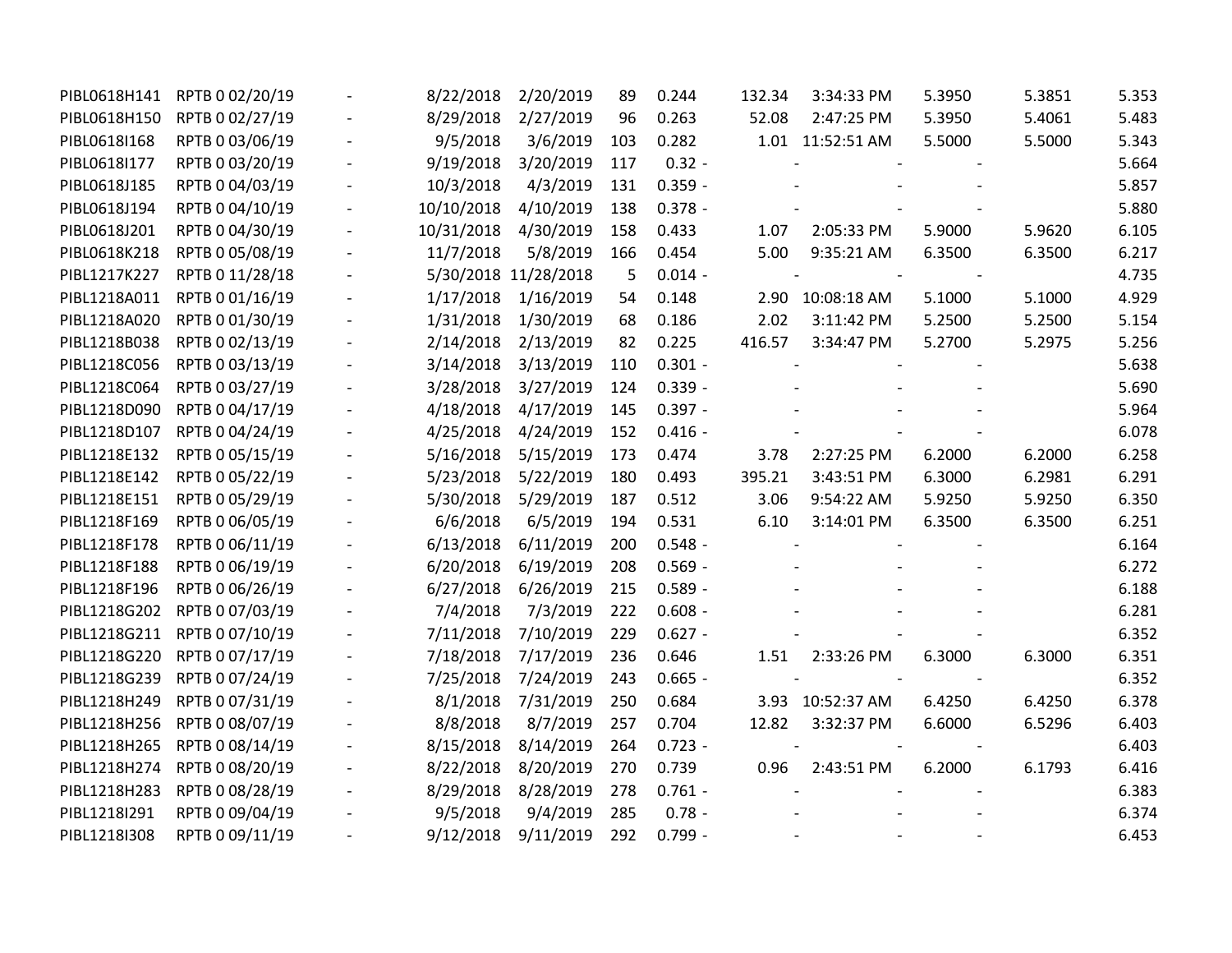| | | | | | | | | | | | | |
|---|---|---|---|---|---|---|---|---|---|---|---|---|
| PIBL0618H141 | RPTB 0 02/20/19 | - | 8/22/2018 | 2/20/2019 | 89 | 0.244 | 132.34 | 3:34:33 PM | 5.3950 | 5.3851 | | 5.353 |
| PIBL0618H150 | RPTB 0 02/27/19 | - | 8/29/2018 | 2/27/2019 | 96 | 0.263 | 52.08 | 2:47:25 PM | 5.3950 | 5.4061 | | 5.483 |
| PIBL0618I168 | RPTB 0 03/06/19 | - | 9/5/2018 | 3/6/2019 | 103 | 0.282 | 1.01 | 11:52:51 AM | 5.5000 | 5.5000 | | 5.343 |
| PIBL0618I177 | RPTB 0 03/20/19 | - | 9/19/2018 | 3/20/2019 | 117 | 0.32 - | - | - | - | | | 5.664 |
| PIBL0618J185 | RPTB 0 04/03/19 | - | 10/3/2018 | 4/3/2019 | 131 | 0.359 - | - | - | - | | | 5.857 |
| PIBL0618J194 | RPTB 0 04/10/19 | - | 10/10/2018 | 4/10/2019 | 138 | 0.378 - | - | - | - | | | 5.880 |
| PIBL0618J201 | RPTB 0 04/30/19 | - | 10/31/2018 | 4/30/2019 | 158 | 0.433 | 1.07 | 2:05:33 PM | 5.9000 | 5.9620 | | 6.105 |
| PIBL0618K218 | RPTB 0 05/08/19 | - | 11/7/2018 | 5/8/2019 | 166 | 0.454 | 5.00 | 9:35:21 AM | 6.3500 | 6.3500 | | 6.217 |
| PIBL1217K227 | RPTB 0 11/28/18 | - | 5/30/2018 | 11/28/2018 | 5 | 0.014 - | - | - | - | | | 4.735 |
| PIBL1218A011 | RPTB 0 01/16/19 | - | 1/17/2018 | 1/16/2019 | 54 | 0.148 | 2.90 | 10:08:18 AM | 5.1000 | 5.1000 | | 4.929 |
| PIBL1218A020 | RPTB 0 01/30/19 | - | 1/31/2018 | 1/30/2019 | 68 | 0.186 | 2.02 | 3:11:42 PM | 5.2500 | 5.2500 | | 5.154 |
| PIBL1218B038 | RPTB 0 02/13/19 | - | 2/14/2018 | 2/13/2019 | 82 | 0.225 | 416.57 | 3:34:47 PM | 5.2700 | 5.2975 | | 5.256 |
| PIBL1218C056 | RPTB 0 03/13/19 | - | 3/14/2018 | 3/13/2019 | 110 | 0.301 - | - | - | - | | | 5.638 |
| PIBL1218C064 | RPTB 0 03/27/19 | - | 3/28/2018 | 3/27/2019 | 124 | 0.339 - | - | - | - | | | 5.690 |
| PIBL1218D090 | RPTB 0 04/17/19 | - | 4/18/2018 | 4/17/2019 | 145 | 0.397 - | - | - | - | | | 5.964 |
| PIBL1218D107 | RPTB 0 04/24/19 | - | 4/25/2018 | 4/24/2019 | 152 | 0.416 - | - | - | - | | | 6.078 |
| PIBL1218E132 | RPTB 0 05/15/19 | - | 5/16/2018 | 5/15/2019 | 173 | 0.474 | 3.78 | 2:27:25 PM | 6.2000 | 6.2000 | | 6.258 |
| PIBL1218E142 | RPTB 0 05/22/19 | - | 5/23/2018 | 5/22/2019 | 180 | 0.493 | 395.21 | 3:43:51 PM | 6.3000 | 6.2981 | | 6.291 |
| PIBL1218E151 | RPTB 0 05/29/19 | - | 5/30/2018 | 5/29/2019 | 187 | 0.512 | 3.06 | 9:54:22 AM | 5.9250 | 5.9250 | | 6.350 |
| PIBL1218F169 | RPTB 0 06/05/19 | - | 6/6/2018 | 6/5/2019 | 194 | 0.531 | 6.10 | 3:14:01 PM | 6.3500 | 6.3500 | | 6.251 |
| PIBL1218F178 | RPTB 0 06/11/19 | - | 6/13/2018 | 6/11/2019 | 200 | 0.548 - | - | - | - | | | 6.164 |
| PIBL1218F188 | RPTB 0 06/19/19 | - | 6/20/2018 | 6/19/2019 | 208 | 0.569 - | - | - | - | | | 6.272 |
| PIBL1218F196 | RPTB 0 06/26/19 | - | 6/27/2018 | 6/26/2019 | 215 | 0.589 - | - | - | - | | | 6.188 |
| PIBL1218G202 | RPTB 0 07/03/19 | - | 7/4/2018 | 7/3/2019 | 222 | 0.608 - | - | - | - | | | 6.281 |
| PIBL1218G211 | RPTB 0 07/10/19 | - | 7/11/2018 | 7/10/2019 | 229 | 0.627 - | - | - | - | | | 6.352 |
| PIBL1218G220 | RPTB 0 07/17/19 | - | 7/18/2018 | 7/17/2019 | 236 | 0.646 | 1.51 | 2:33:26 PM | 6.3000 | 6.3000 | | 6.351 |
| PIBL1218G239 | RPTB 0 07/24/19 | - | 7/25/2018 | 7/24/2019 | 243 | 0.665 - | - | - | - | | | 6.352 |
| PIBL1218H249 | RPTB 0 07/31/19 | - | 8/1/2018 | 7/31/2019 | 250 | 0.684 | 3.93 | 10:52:37 AM | 6.4250 | 6.4250 | | 6.378 |
| PIBL1218H256 | RPTB 0 08/07/19 | - | 8/8/2018 | 8/7/2019 | 257 | 0.704 | 12.82 | 3:32:37 PM | 6.6000 | 6.5296 | | 6.403 |
| PIBL1218H265 | RPTB 0 08/14/19 | - | 8/15/2018 | 8/14/2019 | 264 | 0.723 - | - | - | - | | | 6.403 |
| PIBL1218H274 | RPTB 0 08/20/19 | - | 8/22/2018 | 8/20/2019 | 270 | 0.739 | 0.96 | 2:43:51 PM | 6.2000 | 6.1793 | | 6.416 |
| PIBL1218H283 | RPTB 0 08/28/19 | - | 8/29/2018 | 8/28/2019 | 278 | 0.761 - | - | - | - | | | 6.383 |
| PIBL1218I291 | RPTB 0 09/04/19 | - | 9/5/2018 | 9/4/2019 | 285 | 0.78 - | - | - | - | | | 6.374 |
| PIBL1218I308 | RPTB 0 09/11/19 | - | 9/12/2018 | 9/11/2019 | 292 | 0.799 - | - | - | - | | | 6.453 |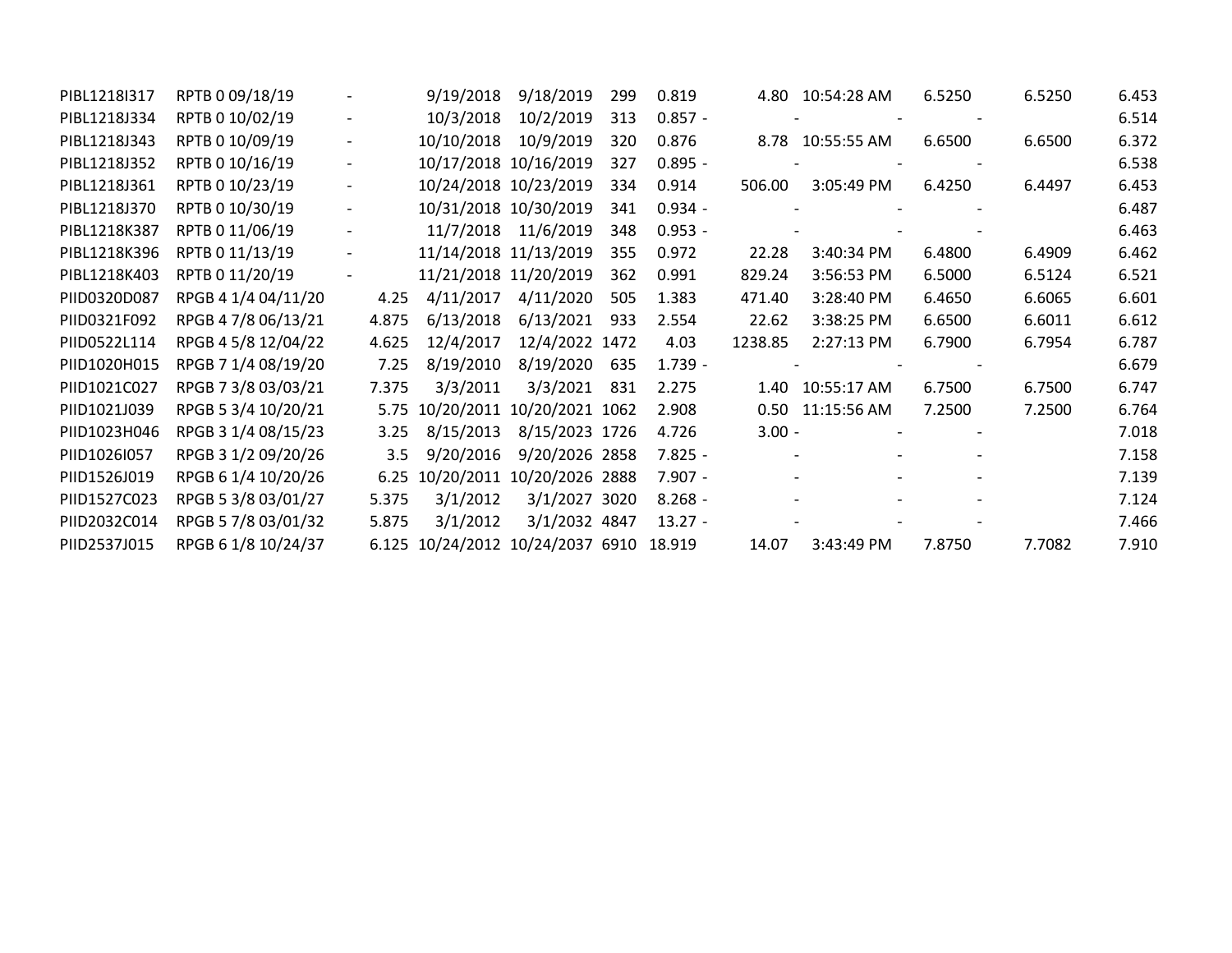| | | | | | | | | | | | |
|---|---|---|---|---|---|---|---|---|---|---|---|
| PIBL1218I317 | RPTB 0 09/18/19 | - | 9/19/2018 | 9/18/2019 | 299 | 0.819 | 4.80 | 10:54:28 AM | 6.5250 | 6.5250 | 6.453 |
| PIBL1218J334 | RPTB 0 10/02/19 | - | 10/3/2018 | 10/2/2019 | 313 | 0.857 | - | - | - | - | 6.514 |
| PIBL1218J343 | RPTB 0 10/09/19 | - | 10/10/2018 | 10/9/2019 | 320 | 0.876 | 8.78 | 10:55:55 AM | 6.6500 | 6.6500 | 6.372 |
| PIBL1218J352 | RPTB 0 10/16/19 | - | 10/17/2018 | 10/16/2019 | 327 | 0.895 | - | - | - | - | 6.538 |
| PIBL1218J361 | RPTB 0 10/23/19 | - | 10/24/2018 | 10/23/2019 | 334 | 0.914 | 506.00 | 3:05:49 PM | 6.4250 | 6.4497 | 6.453 |
| PIBL1218J370 | RPTB 0 10/30/19 | - | 10/31/2018 | 10/30/2019 | 341 | 0.934 | - | - | - | - | 6.487 |
| PIBL1218K387 | RPTB 0 11/06/19 | - | 11/7/2018 | 11/6/2019 | 348 | 0.953 | - | - | - | - | 6.463 |
| PIBL1218K396 | RPTB 0 11/13/19 | - | 11/14/2018 | 11/13/2019 | 355 | 0.972 | 22.28 | 3:40:34 PM | 6.4800 | 6.4909 | 6.462 |
| PIBL1218K403 | RPTB 0 11/20/19 | - | 11/21/2018 | 11/20/2019 | 362 | 0.991 | 829.24 | 3:56:53 PM | 6.5000 | 6.5124 | 6.521 |
| PIID0320D087 | RPGB 4 1/4 04/11/20 | 4.25 | 4/11/2017 | 4/11/2020 | 505 | 1.383 | 471.40 | 3:28:40 PM | 6.4650 | 6.6065 | 6.601 |
| PIID0321F092 | RPGB 4 7/8 06/13/21 | 4.875 | 6/13/2018 | 6/13/2021 | 933 | 2.554 | 22.62 | 3:38:25 PM | 6.6500 | 6.6011 | 6.612 |
| PIID0522L114 | RPGB 4 5/8 12/04/22 | 4.625 | 12/4/2017 | 12/4/2022 | 1472 | 4.03 | 1238.85 | 2:27:13 PM | 6.7900 | 6.7954 | 6.787 |
| PIID1020H015 | RPGB 7 1/4 08/19/20 | 7.25 | 8/19/2010 | 8/19/2020 | 635 | 1.739 | - | - | - | - | 6.679 |
| PIID1021C027 | RPGB 7 3/8 03/03/21 | 7.375 | 3/3/2011 | 3/3/2021 | 831 | 2.275 | 1.40 | 10:55:17 AM | 6.7500 | 6.7500 | 6.747 |
| PIID1021J039 | RPGB 5 3/4 10/20/21 | 5.75 | 10/20/2011 | 10/20/2021 | 1062 | 2.908 | 0.50 | 11:15:56 AM | 7.2500 | 7.2500 | 6.764 |
| PIID1023H046 | RPGB 3 1/4 08/15/23 | 3.25 | 8/15/2013 | 8/15/2023 | 1726 | 4.726 | 3.00 | - | - | - | 7.018 |
| PIID1026I057 | RPGB 3 1/2 09/20/26 | 3.5 | 9/20/2016 | 9/20/2026 | 2858 | 7.825 | - | - | - | - | 7.158 |
| PIID1526J019 | RPGB 6 1/4 10/20/26 | 6.25 | 10/20/2011 | 10/20/2026 | 2888 | 7.907 | - | - | - | - | 7.139 |
| PIID1527C023 | RPGB 5 3/8 03/01/27 | 5.375 | 3/1/2012 | 3/1/2027 | 3020 | 8.268 | - | - | - | - | 7.124 |
| PIID2032C014 | RPGB 5 7/8 03/01/32 | 5.875 | 3/1/2012 | 3/1/2032 | 4847 | 13.27 | - | - | - | - | 7.466 |
| PIID2537J015 | RPGB 6 1/8 10/24/37 | 6.125 | 10/24/2012 | 10/24/2037 | 6910 | 18.919 | 14.07 | 3:43:49 PM | 7.8750 | 7.7082 | 7.910 |